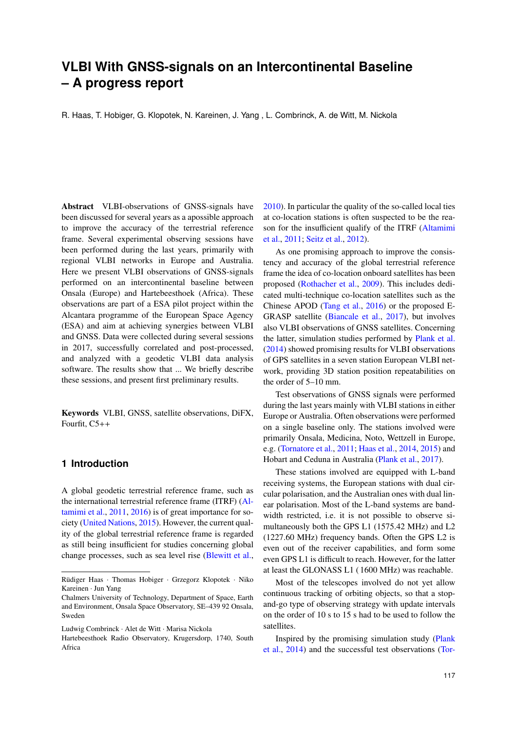# VLBI With GNSS-signals on an Intercontinental Baseline – A progress report

R. Haas, T. Hobiger, G. Klopotek, N. Kareinen, J. Yang , L. Combrinck, A. de Witt, M. Nickola

**Abstract** VLBI-observations of GNSS-signals have been discussed for several years as a apossible approach to improve the accuracy of the terrestrial reference frame. Several experimental observing sessions have been performed during the last years, primarily with regional VLBI networks in Europe and Australia. Here we present VLBI observations of GNSS-signals performed on an intercontinental baseline between Onsala (Europe) and Hartebeesthoek (Africa). These observations are part of a ESA pilot project within the Alcantara programme of the European Space Agency (ESA) and aim at achieving synergies between VLBI and GNSS. Data were collected during several sessions in 2017, successfully correlated and post-processed, and analyzed with a geodetic VLBI data analysis software. The results show that ... We briefly describe these sessions, and present first preliminary results.

**Keywords** VLBI, GNSS, satellite observations, DiFX, Fourfit, C5++

## 1 Introduction

A global geodetic terrestrial reference frame, such as the international terrestrial reference frame (ITRF) (Altamimi et al., 2011, 2016) is of great importance for society (United Nations, 2015). However, the current quality of the global terrestrial reference frame is regarded as still being insufficient for studies concerning global change processes, such as sea level rise (Blewitt et al., 2010). In particular the quality of the so-called local ties at co-location stations is often suspected to be the reason for the insufficient qualify of the ITRF (Altamimi et al., 2011; Seitz et al., 2012).

As one promising approach to improve the consistency and accuracy of the global terrestrial reference frame the idea of co-location onboard satellites has been proposed (Rothacher et al., 2009). This includes dedicated multi-technique co-location satellites such as the Chinese APOD (Tang et al., 2016) or the proposed E-GRASP satellite (Biancale et al., 2017), but involves also VLBI observations of GNSS satellites. Concerning the latter, simulation studies performed by Plank et al. (2014) showed promising results for VLBI observations of GPS satellites in a seven station European VLBI network, providing 3D station position repeatabilities on the order of 5–10 mm.

Test observations of GNSS signals were performed during the last years mainly with VLBI stations in either Europe or Australia. Often observations were performed on a single baseline only. The stations involved were primarily Onsala, Medicina, Noto, Wettzell in Europe, e.g. (Tornatore et al., 2011; Haas et al., 2014, 2015) and Hobart and Ceduna in Australia (Plank et al., 2017).

These stations involved are equipped with L-band receiving systems, the European stations with dual circular polarisation, and the Australian ones with dual linear polarisation. Most of the L-band systems are bandwidth restricted, i.e. it is not possible to observe simultaneously both the GPS L1 (1575.42 MHz) and L2 (1227.60 MHz) frequency bands. Often the GPS L2 is even out of the receiver capabilities, and form some even GPS L1 is difficult to reach. However, for the latter at least the GLONASS L1 ( 1600 MHz) was reachable.

Most of the telescopes involved do not yet allow continuous tracking of orbiting objects, so that a stop-and-go type of observing strategy with update intervals on the order of 10 s to 15 s had to be used to follow the satellites.

Inspired by the promising simulation study (Plank et al., 2014) and the successful test observations (Tor-

---

Rüdiger Haas · Thomas Hobiger · Grzegorz Klopotek · Niko Kareinen · Jun Yang
Chalmers University of Technology, Department of Space, Earth and Environment, Onsala Space Observatory, SE–439 92 Onsala, Sweden

Ludwig Combrinck · Alet de Witt · Marisa Nickola
Hartebeesthoek Radio Observatory, Krugersdorp, 1740, South Africa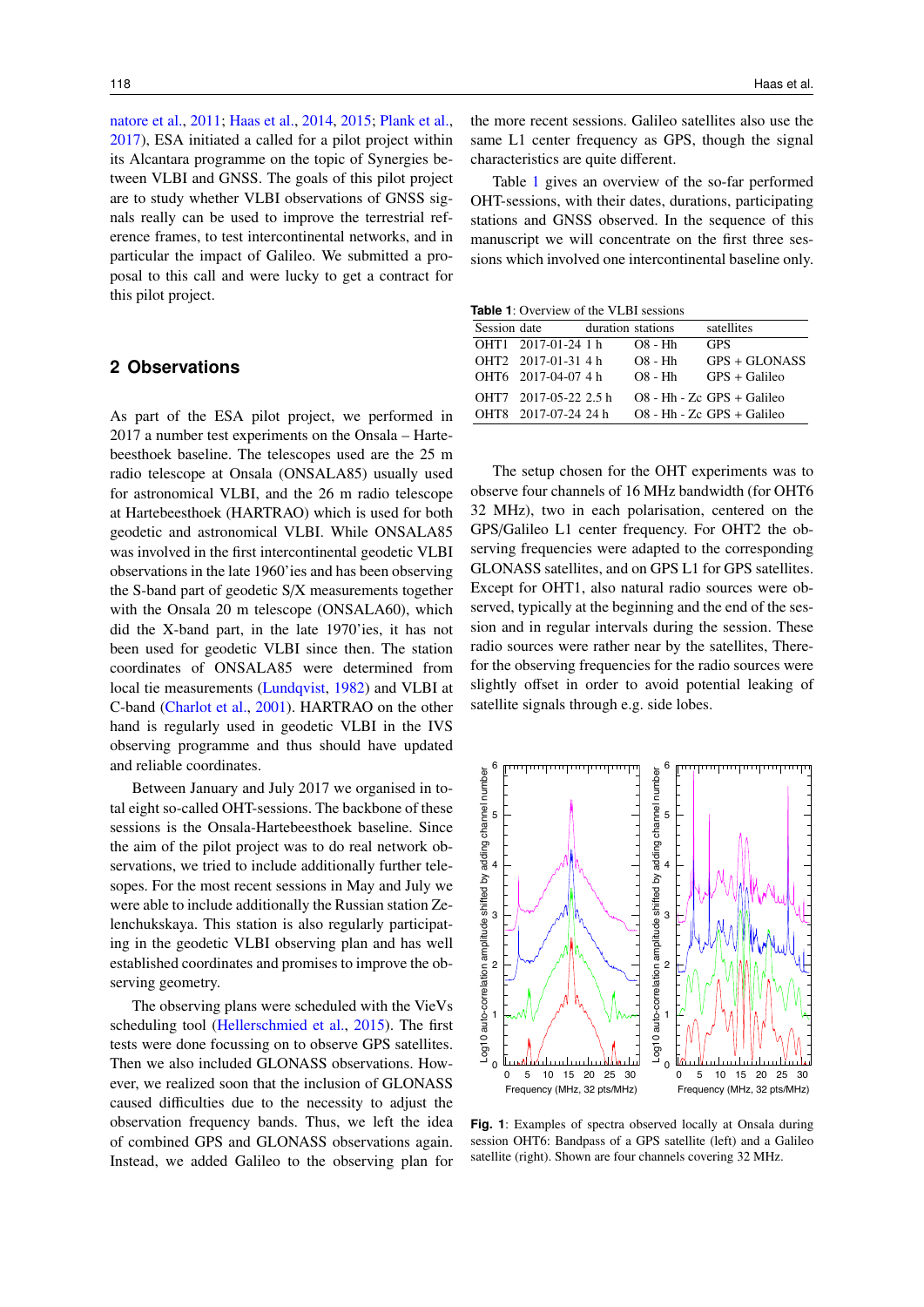natore et al., 2011; Haas et al., 2014, 2015; Plank et al., 2017), ESA initiated a called for a pilot project within its Alcantara programme on the topic of Synergies between VLBI and GNSS. The goals of this pilot project are to study whether VLBI observations of GNSS signals really can be used to improve the terrestrial reference frames, to test intercontinental networks, and in particular the impact of Galileo. We submitted a proposal to this call and were lucky to get a contract for this pilot project.

## 2 Observations

As part of the ESA pilot project, we performed in 2017 a number test experiments on the Onsala – Hartebeesthoek baseline. The telescopes used are the 25 m radio telescope at Onsala (ONSALA85) usually used for astronomical VLBI, and the 26 m radio telescope at Hartebeesthoek (HARTRAO) which is used for both geodetic and astronomical VLBI. While ONSALA85 was involved in the first intercontinental geodetic VLBI observations in the late 1960'ies and has been observing the S-band part of geodetic S/X measurements together with the Onsala 20 m telescope (ONSALA60), which did the X-band part, in the late 1970'ies, it has not been used for geodetic VLBI since then. The station coordinates of ONSALA85 were determined from local tie measurements (Lundqvist, 1982) and VLBI at C-band (Charlot et al., 2001). HARTRAO on the other hand is regularly used in geodetic VLBI in the IVS observing programme and thus should have updated and reliable coordinates.

Between January and July 2017 we organised in total eight so-called OHT-sessions. The backbone of these sessions is the Onsala-Hartebeesthoek baseline. Since the aim of the pilot project was to do real network observations, we tried to include additionally further telescopes. For the most recent sessions in May and July we were able to include additionally the Russian station Zelenchukskaya. This station is also regularly participating in the geodetic VLBI observing plan and has well established coordinates and promises to improve the observing geometry.

The observing plans were scheduled with the VieVs scheduling tool (Hellerschmied et al., 2015). The first tests were done focussing on to observe GPS satellites. Then we also included GLONASS observations. However, we realized soon that the inclusion of GLONASS caused difficulties due to the necessity to adjust the observation frequency bands. Thus, we left the idea of combined GPS and GLONASS observations again. Instead, we added Galileo to the observing plan for the more recent sessions. Galileo satellites also use the same L1 center frequency as GPS, though the signal characteristics are quite different.

Table 1 gives an overview of the so-far performed OHT-sessions, with their dates, durations, participating stations and GNSS observed. In the sequence of this manuscript we will concentrate on the first three sessions which involved one intercontinental baseline only.

**Table 1**: Overview of the VLBI sessions

| Session | date | duration | stations | satellites |
|---|---|---|---|---|
| OHT1 | 2017-01-24 | 1 h | O8 - Hh | GPS |
| OHT2 | 2017-01-31 | 4 h | O8 - Hh | GPS + GLONASS |
| OHT6 | 2017-04-07 | 4 h | O8 - Hh | GPS + Galileo |
| OHT7 | 2017-05-22 | 2.5 h | O8 - Hh - Zc | GPS + Galileo |
| OHT8 | 2017-07-24 | 24 h | O8 - Hh - Zc | GPS + Galileo |

The setup chosen for the OHT experiments was to observe four channels of 16 MHz bandwidth (for OHT6 32 MHz), two in each polarisation, centered on the GPS/Galileo L1 center frequency. For OHT2 the observing frequencies were adapted to the corresponding GLONASS satellites, and on GPS L1 for GPS satellites. Except for OHT1, also natural radio sources were observed, typically at the beginning and the end of the session and in regular intervals during the session. These radio sources were rather near by the satellites, Therefor the observing frequencies for the radio sources were slightly offset in order to avoid potential leaking of satellite signals through e.g. side lobes.

**Fig. 1**: Examples of spectra observed locally at Onsala during session OHT6: Bandpass of a GPS satellite (left) and a Galileo satellite (right). Shown are four channels covering 32 MHz.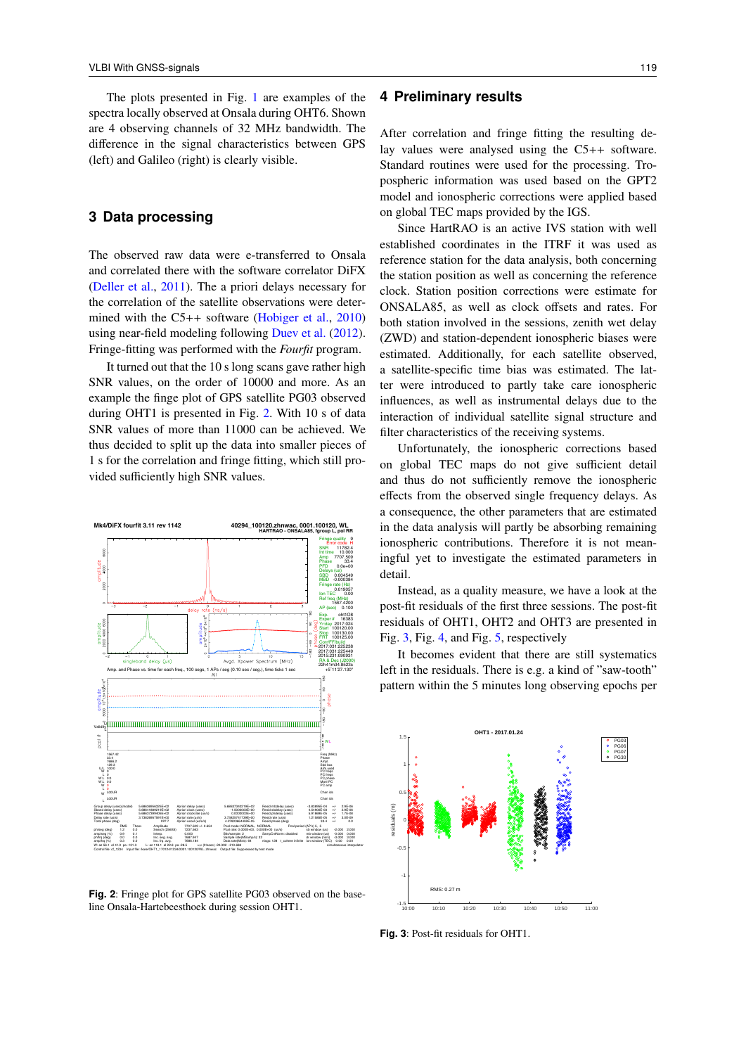The plots presented in Fig. 1 are examples of the spectra locally observed at Onsala during OHT6. Shown are 4 observing channels of 32 MHz bandwidth. The difference in the signal characteristics between GPS (left) and Galileo (right) is clearly visible.

## 3 Data processing

The observed raw data were e-transferred to Onsala and correlated there with the software correlator DiFX (Deller et al., 2011). The a priori delays necessary for the correlation of the satellite observations were determined with the C5++ software (Hobiger et al., 2010) using near-field modeling following Duev et al. (2012). Fringe-fitting was performed with the *Fourfit* program.

It turned out that the 10 s long scans gave rather high SNR values, on the order of 10000 and more. As an example the finge plot of GPS satellite PG03 observed during OHT1 is presented in Fig. 2. With 10 s of data SNR values of more than 11000 can be achieved. We thus decided to split up the data into smaller pieces of 1 s for the correlation and fringe fitting, which still provided sufficiently high SNR values.

**Fig. 2**: Fringe plot for GPS satellite PG03 observed on the baseline Onsala-Hartebeesthoek during session OHT1.

## 4 Preliminary results

After correlation and fringe fitting the resulting delay values were analysed using the C5++ software. Standard routines were used for the processing. Tropospheric information was used based on the GPT2 model and ionospheric corrections were applied based on global TEC maps provided by the IGS.

Since HartRAO is an active IVS station with well established coordinates in the ITRF it was used as reference station for the data analysis, both concerning the station position as well as concerning the reference clock. Station position corrections were estimate for ONSALA85, as well as clock offsets and rates. For both station involved in the sessions, zenith wet delay (ZWD) and station-dependent ionospheric biases were estimated. Additionally, for each satellite observed, a satellite-specific time bias was estimated. The latter were introduced to partly take care ionospheric influences, as well as instrumental delays due to the interaction of individual satellite signal structure and filter characteristics of the receiving systems.

Unfortunately, the ionospheric corrections based on global TEC maps do not give sufficient detail and thus do not sufficiently remove the ionospheric effects from the observed single frequency delays. As a consequence, the other parameters that are estimated in the data analysis will partly be absorbing remaining ionospheric contributions. Therefore it is not meaningful yet to investigate the estimated parameters in detail.

Instead, as a quality measure, we have a look at the post-fit residuals of the first three sessions. The post-fit residuals of OHT1, OHT2 and OHT3 are presented in Fig. 3, Fig. 4, and Fig. 5, respectively

It becomes evident that there are still systematics left in the residuals. There is e.g. a kind of "saw-tooth" pattern within the 5 minutes long observing epochs per

**Fig. 3**: Post-fit residuals for OHT1.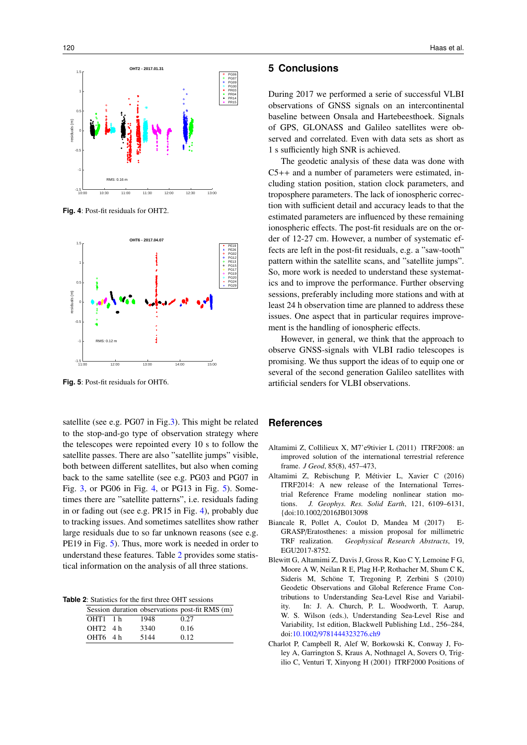Fig. 4: Post-fit residuals for OHT2.

Fig. 5: Post-fit residuals for OHT6.

satellite (see e.g. PG07 in Fig.3). This might be related to the stop-and-go type of observation strategy where the telescopes were repointed every 10 s to follow the satellite passes. There are also "satellite jumps" visible, both between different satellites, but also when coming back to the same satellite (see e.g. PG03 and PG07 in Fig. 3, or PG06 in Fig. 4, or PG13 in Fig. 5). Sometimes there are "satellite patterns", i.e. residuals fading in or fading out (see e.g. PR15 in Fig. 4), probably due to tracking issues. And sometimes satellites show rather large residuals due to so far unknown reasons (see e.g. PE19 in Fig. 5). Thus, more work is needed in order to understand these features. Table 2 provides some statistical information on the analysis of all three stations.

**Table 2**: Statistics for the first three OHT sessions

| Session | duration | observations | post-fit RMS (m) |
|---|---|---|---|
| OHT1 | 1 h | 1948 | 0.27 |
| OHT2 | 4 h | 3340 | 0.16 |
| OHT6 | 4 h | 5144 | 0.12 |

## 5 Conclusions

During 2017 we performed a serie of successful VLBI observations of GNSS signals on an intercontinental baseline between Onsala and Hartebeesthoek. Signals of GPS, GLONASS and Galileo satellites were observed and correlated. Even with data sets as short as 1 s sufficiently high SNR is achieved.

The geodetic analysis of these data was done with C5++ and a number of parameters were estimated, including station position, station clock parameters, and troposphere parameters. The lack of ionospheric correction with sufficient detail and accuracy leads to that the estimated parameters are influenced by these remaining ionospheric effects. The post-fit residuals are on the order of 12-27 cm. However, a number of systematic effects are left in the post-fit residuals, e.g. a "saw-tooth" pattern within the satellite scans, and "satellite jumps". So, more work is needed to understand these systematics and to improve the performance. Further observing sessions, preferably including more stations and with at least 24 h observation time are planned to address these issues. One aspect that in particular requires improvement is the handling of ionospheric effects.

However, in general, we think that the approach to observe GNSS-signals with VLBI radio telescopes is promising. We thus support the ideas of to equip one or several of the second generation Galileo satellites with artificial senders for VLBI observations.

## References

Altamimi Z, Collilieux X, M7'e9tivier L (2011) ITRF2008: an improved solution of the international terrestrial reference frame. *J Geod*, 85(8), 457–473,

Altamimi Z, Rebischung P, Métivier L, Xavier C (2016) ITRF2014: A new release of the International Terrestrial Reference Frame modeling nonlinear station motions. *J. Geophys. Res. Solid Earth*, 121, 6109–6131, {doi:10.1002/2016JB013098

Biancale R, Pollet A, Coulot D, Mandea M (2017) E-GRASP/Eratosthenes: a mission proposal for millimetric TRF realization. *Geophysical Research Abstracts*, 19, EGU2017-8752.

Blewitt G, Altamimi Z, Davis J, Gross R, Kuo C Y, Lemoine F G, Moore A W, Neilan R E, Plag H-P, Rothacher M, Shum C K, Sideris M, Schöne T, Tregoning P, Zerbini S (2010) Geodetic Observations and Global Reference Frame Contributions to Understanding Sea-Level Rise and Variability. In: J. A. Church, P. L. Woodworth, T. Aarup, W. S. Wilson (eds.), Understanding Sea-Level Rise and Variability, 1st edition, Blackwell Publishing Ltd., 256–284, doi:10.1002/9781444323276.ch9

Charlot P, Campbell R, Alef W, Borkowski K, Conway J, Foley A, Garrington S, Kraus A, Nothnagel A, Sovers O, Trigilio C, Venturi T, Xinyong H (2001) ITRF2000 Positions of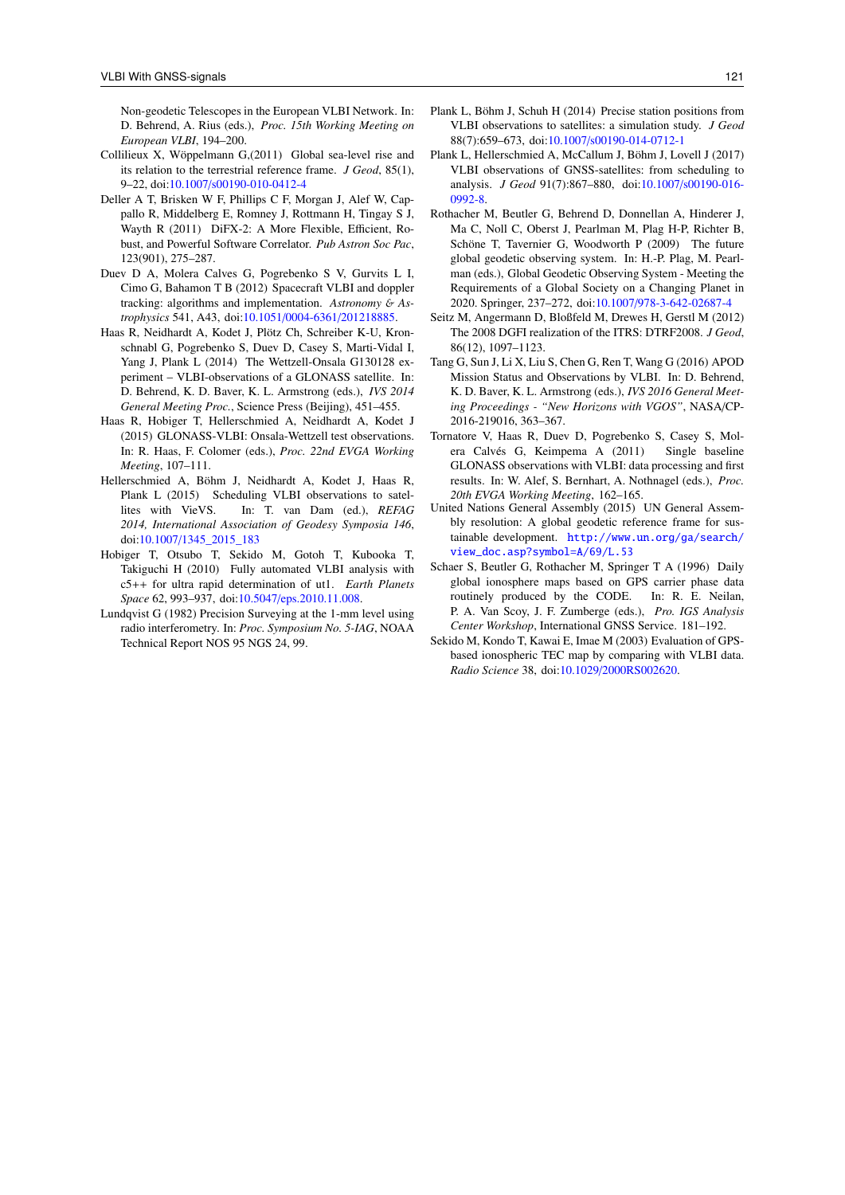Non-geodetic Telescopes in the European VLBI Network. In: D. Behrend, A. Rius (eds.), *Proc. 15th Working Meeting on European VLBI*, 194–200.

Collilieux X, Wöppelmann G,(2011) Global sea-level rise and its relation to the terrestrial reference frame. *J Geod*, 85(1), 9–22, doi:10.1007/s00190-010-0412-4

Deller A T, Brisken W F, Phillips C F, Morgan J, Alef W, Cappallo R, Middelberg E, Romney J, Rottmann H, Tingay S J, Wayth R (2011) DiFX-2: A More Flexible, Efficient, Robust, and Powerful Software Correlator. *Pub Astron Soc Pac*, 123(901), 275–287.

Duev D A, Molera Calves G, Pogrebenko S V, Gurvits L I, Cimo G, Bahamon T B (2012) Spacecraft VLBI and doppler tracking: algorithms and implementation. *Astronomy & Astrophysics* 541, A43, doi:10.1051/0004-6361/201218885.

Haas R, Neidhardt A, Kodet J, Plötz Ch, Schreiber K-U, Kronschnabl G, Pogrebenko S, Duev D, Casey S, Marti-Vidal I, Yang J, Plank L (2014) The Wettzell-Onsala G130128 experiment – VLBI-observations of a GLONASS satellite. In: D. Behrend, K. D. Baver, K. L. Armstrong (eds.), *IVS 2014 General Meeting Proc.*, Science Press (Beijing), 451–455.

Haas R, Hobiger T, Hellerschmied A, Neidhardt A, Kodet J (2015) GLONASS-VLBI: Onsala-Wettzell test observations. In: R. Haas, F. Colomer (eds.), *Proc. 22nd EVGA Working Meeting*, 107–111.

Hellerschmied A, Böhm J, Neidhardt A, Kodet J, Haas R, Plank L (2015) Scheduling VLBI observations to satellites with VieVS. In: T. van Dam (ed.), *REFAG 2014, International Association of Geodesy Symposia 146*, doi:10.1007/1345_2015_183

Hobiger T, Otsubo T, Sekido M, Gotoh T, Kubooka T, Takiguchi H (2010) Fully automated VLBI analysis with c5++ for ultra rapid determination of ut1. *Earth Planets Space* 62, 993–937, doi:10.5047/eps.2010.11.008.

Lundqvist G (1982) Precision Surveying at the 1-mm level using radio interferometry. In: *Proc. Symposium No. 5-IAG*, NOAA Technical Report NOS 95 NGS 24, 99.

Plank L, Böhm J, Schuh H (2014) Precise station positions from VLBI observations to satellites: a simulation study. *J Geod* 88(7):659–673, doi:10.1007/s00190-014-0712-1

Plank L, Hellerschmied A, McCallum J, Böhm J, Lovell J (2017) VLBI observations of GNSS-satellites: from scheduling to analysis. *J Geod* 91(7):867–880, doi:10.1007/s00190-016-0992-8.

Rothacher M, Beutler G, Behrend D, Donnellan A, Hinderer J, Ma C, Noll C, Oberst J, Pearlman M, Plag H-P, Richter B, Schöne T, Tavernier G, Woodworth P (2009) The future global geodetic observing system. In: H.-P. Plag, M. Pearlman (eds.), Global Geodetic Observing System - Meeting the Requirements of a Global Society on a Changing Planet in 2020. Springer, 237–272, doi:10.1007/978-3-642-02687-4

Seitz M, Angermann D, Bloßfeld M, Drewes H, Gerstl M (2012) The 2008 DGFI realization of the ITRS: DTRF2008. *J Geod*, 86(12), 1097–1123.

Tang G, Sun J, Li X, Liu S, Chen G, Ren T, Wang G (2016) APOD Mission Status and Observations by VLBI. In: D. Behrend, K. D. Baver, K. L. Armstrong (eds.), *IVS 2016 General Meeting Proceedings - "New Horizons with VGOS"*, NASA/CP-2016-219016, 363–367.

Tornatore V, Haas R, Duev D, Pogrebenko S, Casey S, Molera Calvés G, Keimpema A (2011) Single baseline GLONASS observations with VLBI: data processing and first results. In: W. Alef, S. Bernhart, A. Nothnagel (eds.), *Proc. 20th EVGA Working Meeting*, 162–165.

United Nations General Assembly (2015) UN General Assembly resolution: A global geodetic reference frame for sustainable development. `http://www.un.org/ga/search/view_doc.asp?symbol=A/69/L.53`

Schaer S, Beutler G, Rothacher M, Springer T A (1996) Daily global ionosphere maps based on GPS carrier phase data routinely produced by the CODE. In: R. E. Neilan, P. A. Van Scoy, J. F. Zumberge (eds.), *Pro. IGS Analysis Center Workshop*, International GNSS Service. 181–192.

Sekido M, Kondo T, Kawai E, Imae M (2003) Evaluation of GPS-based ionospheric TEC map by comparing with VLBI data. *Radio Science* 38, doi:10.1029/2000RS002620.